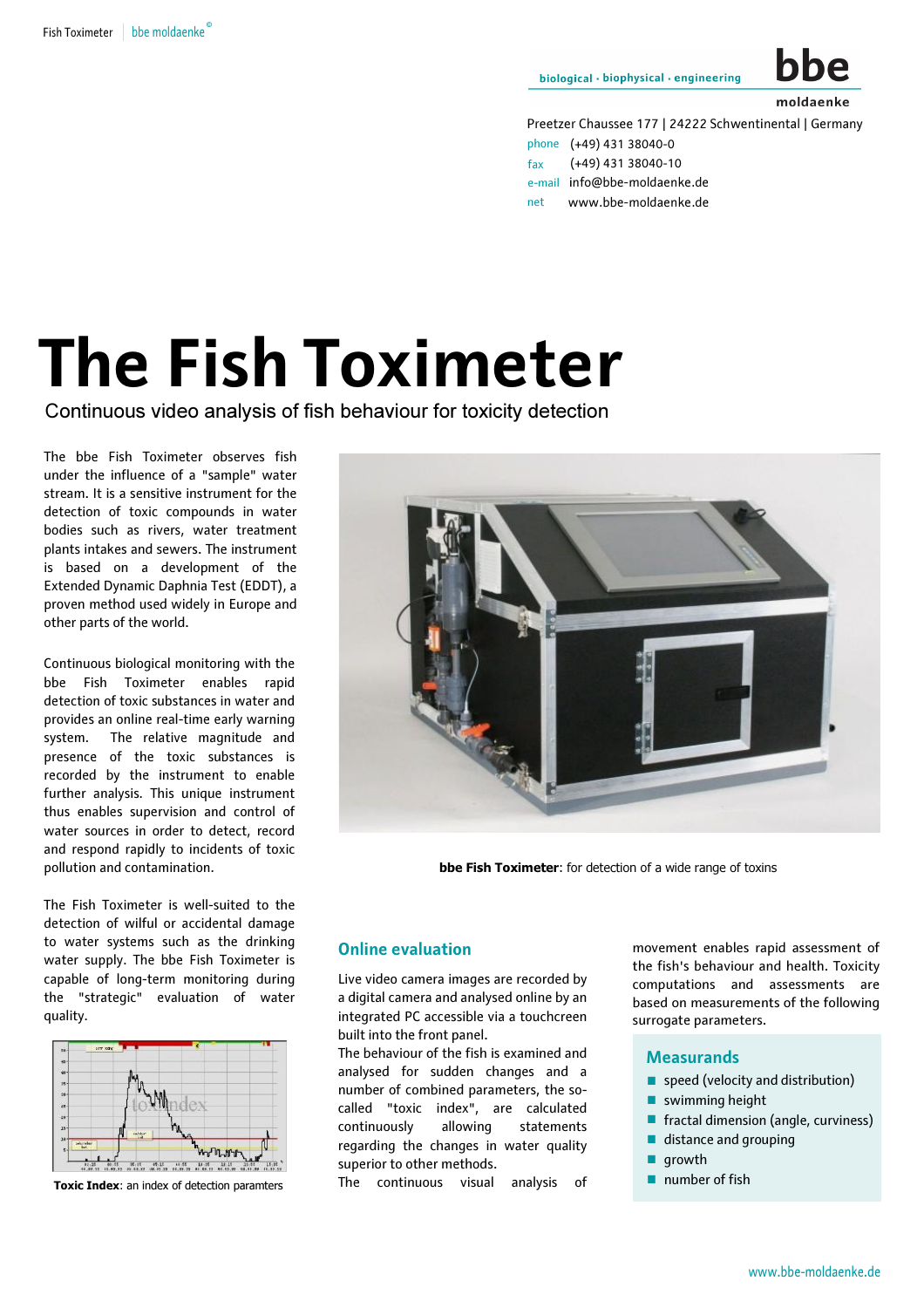biological · biophysical · engineering

**bbe moldaenke**

Preetzer Chaussee 177 | 24222 Schwentinental | Germany
phone (+49) 431 38040-0
fax (+49) 431 38040-10
e-mail info@bbe-moldaenke.de
net www.bbe-moldaenke.de

# The Fish Toximeter

## Continuous video analysis of fish behaviour for toxicity detection

The bbe Fish Toximeter observes fish under the influence of a "sample" water stream. It is a sensitive instrument for the detection of toxic compounds in water bodies such as rivers, water treatment plants intakes and sewers. The instrument is based on a development of the Extended Dynamic Daphnia Test (EDDT), a proven method used widely in Europe and other parts of the world.

Continuous biological monitoring with the bbe Fish Toximeter enables rapid detection of toxic substances in water and provides an online real-time early warning system. The relative magnitude and presence of the toxic substances is recorded by the instrument to enable further analysis. This unique instrument thus enables supervision and control of water sources in order to detect, record and respond rapidly to incidents of toxic pollution and contamination.

The Fish Toximeter is well-suited to the detection of wilful or accidental damage to water systems such as the drinking water supply. The bbe Fish Toximeter is capable of long-term monitoring during the "strategic" evaluation of water quality.

**Toxic Index**: an index of detection paramters

**bbe Fish Toximeter**: for detection of a wide range of toxins

### Online evaluation

Live video camera images are recorded by a digital camera and analysed online by an integrated PC accessible via a touchcreen built into the front panel.
The behaviour of the fish is examined and analysed for sudden changes and a number of combined parameters, the so-called "toxic index", are calculated continuously allowing statements regarding the changes in water quality superior to other methods.
The continuous visual analysis of movement enables rapid assessment of the fish's behaviour and health. Toxicity computations and assessments are based on measurements of the following surrogate parameters.

### Measurands

- speed (velocity and distribution)
- swimming height
- fractal dimension (angle, curviness)
- distance and grouping
- growth
- number of fish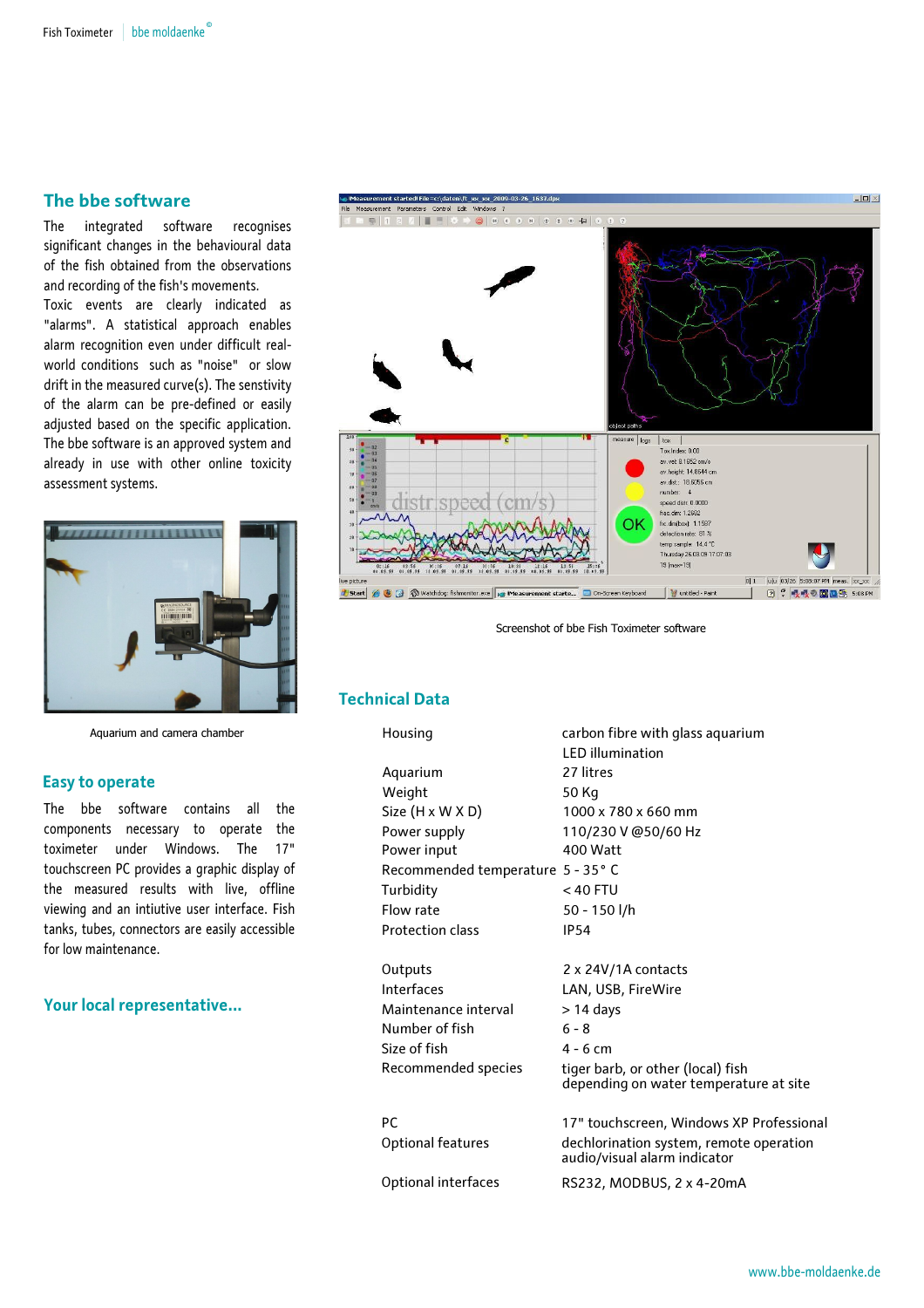## The bbe software

The integrated software recognises significant changes in the behavioural data of the fish obtained from the observations and recording of the fish's movements.
Toxic events are clearly indicated as "alarms". A statistical approach enables alarm recognition even under difficult real-world conditions such as "noise" or slow drift in the measured curve(s). The senstivity of the alarm can be pre-defined or easily adjusted based on the specific application. The bbe software is an approved system and already in use with other online toxicity assessment systems.

Aquarium and camera chamber

## Easy to operate

The bbe software contains all the components necessary to operate the toximeter under Windows. The 17" touchscreen PC provides a graphic display of the measured results with live, offline viewing and an intiutive user interface. Fish tanks, tubes, connectors are easily accessible for low maintenance.

## Your local representative...

Screenshot of bbe Fish Toximeter software

## Technical Data

| | |
|---|---|
| Housing | carbon fibre with glass aquarium<br>LED illumination |
| Aquarium | 27 litres |
| Weight | 50 Kg |
| Size (H x W x D) | 1000 x 780 x 660 mm |
| Power supply | 110/230 V @50/60 Hz |
| Power input | 400 Watt |
| Recommended temperature | 5 - 35° C |
| Turbidity | < 40 FTU |
| Flow rate | 50 - 150 l/h |
| Protection class | IP54 |
| Outputs | 2 x 24V/1A contacts |
| Interfaces | LAN, USB, FireWire |
| Maintenance interval | > 14 days |
| Number of fish | 6 - 8 |
| Size of fish | 4 - 6 cm |
| Recommended species | tiger barb, or other (local) fish depending on water temperature at site |
| PC | 17" touchscreen, Windows XP Professional |
| Optional features | dechlorination system, remote operation audio/visual alarm indicator |
| Optional interfaces | RS232, MODBUS, 2 x 4-20mA |

www.bbe-moldaenke.de